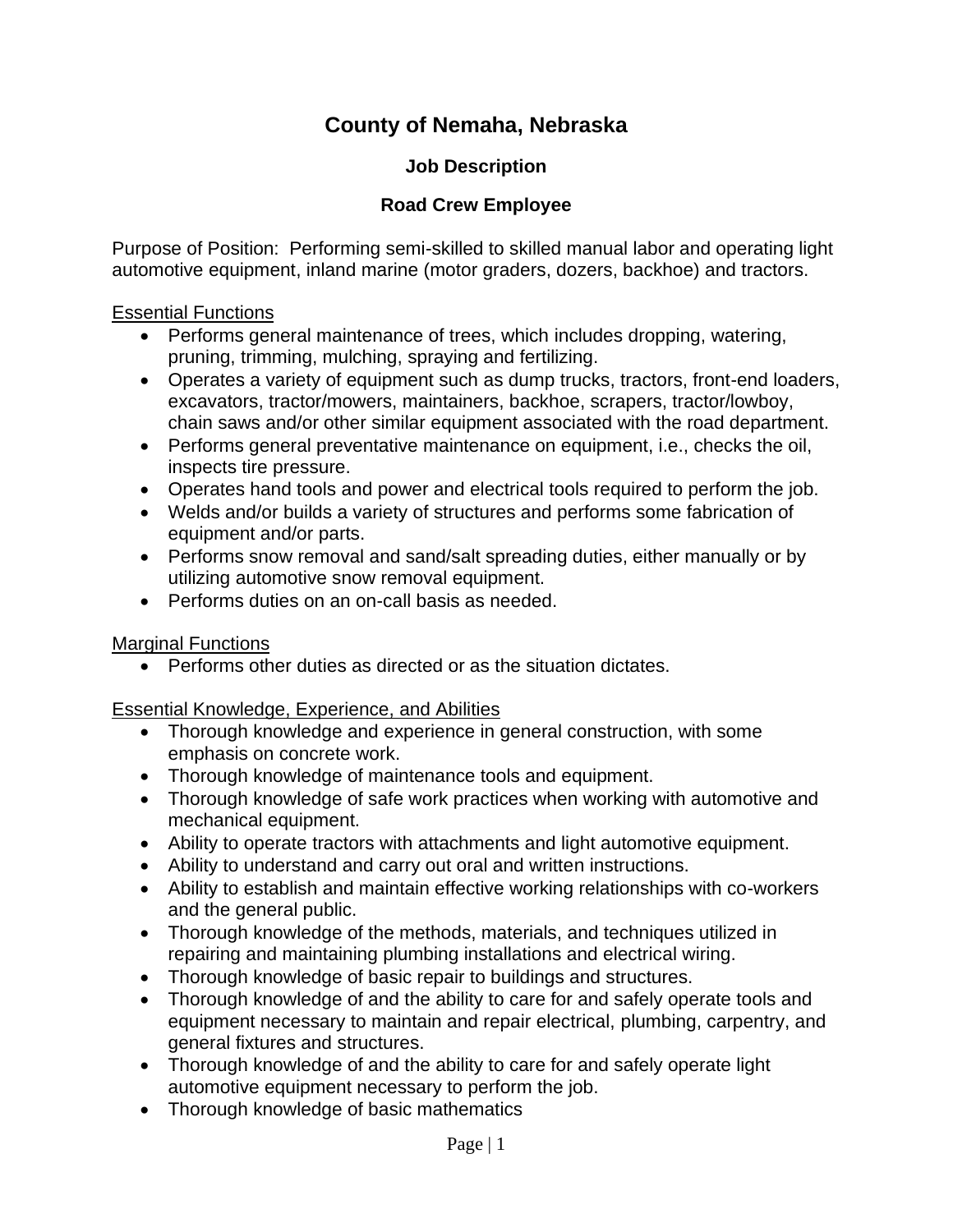# County of Nemaha, Nebraska

## Job Description

## Road Crew Employee

Purpose of Position: Performing semi-skilled to skilled manual labor and operating light automotive equipment, inland marine (motor graders, dozers, backhoe) and tractors.

Essential Functions

- Performs general maintenance of trees, which includes dropping, watering, pruning, trimming, mulching, spraying and fertilizing.
- Operates a variety of equipment such as dump trucks, tractors, front-end loaders, excavators, tractor/mowers, maintainers, backhoe, scrapers, tractor/lowboy, chain saws and/or other similar equipment associated with the road department.
- Performs general preventative maintenance on equipment, i.e., checks the oil, inspects tire pressure.
- Operates hand tools and power and electrical tools required to perform the job.
- Welds and/or builds a variety of structures and performs some fabrication of equipment and/or parts.
- Performs snow removal and sand/salt spreading duties, either manually or by utilizing automotive snow removal equipment.
- Performs duties on an on-call basis as needed.

Marginal Functions

- Performs other duties as directed or as the situation dictates.

Essential Knowledge, Experience, and Abilities

- Thorough knowledge and experience in general construction, with some emphasis on concrete work.
- Thorough knowledge of maintenance tools and equipment.
- Thorough knowledge of safe work practices when working with automotive and mechanical equipment.
- Ability to operate tractors with attachments and light automotive equipment.
- Ability to understand and carry out oral and written instructions.
- Ability to establish and maintain effective working relationships with co-workers and the general public.
- Thorough knowledge of the methods, materials, and techniques utilized in repairing and maintaining plumbing installations and electrical wiring.
- Thorough knowledge of basic repair to buildings and structures.
- Thorough knowledge of and the ability to care for and safely operate tools and equipment necessary to maintain and repair electrical, plumbing, carpentry, and general fixtures and structures.
- Thorough knowledge of and the ability to care for and safely operate light automotive equipment necessary to perform the job.
- Thorough knowledge of basic mathematics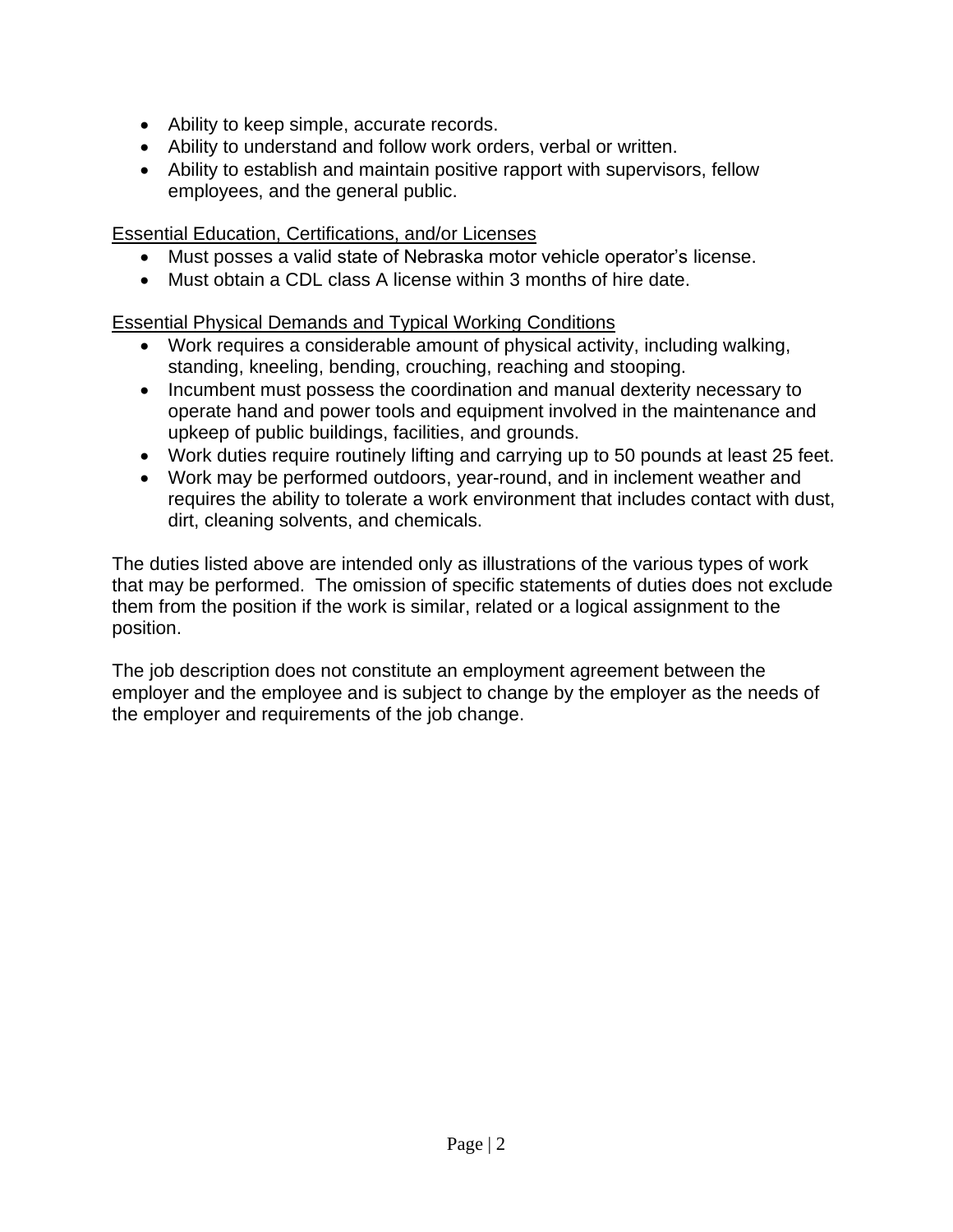- Ability to keep simple, accurate records.
- Ability to understand and follow work orders, verbal or written.
- Ability to establish and maintain positive rapport with supervisors, fellow employees, and the general public.

Essential Education, Certifications, and/or Licenses

- Must posses a valid state of Nebraska motor vehicle operator's license.
- Must obtain a CDL class A license within 3 months of hire date.

Essential Physical Demands and Typical Working Conditions

- Work requires a considerable amount of physical activity, including walking, standing, kneeling, bending, crouching, reaching and stooping.
- Incumbent must possess the coordination and manual dexterity necessary to operate hand and power tools and equipment involved in the maintenance and upkeep of public buildings, facilities, and grounds.
- Work duties require routinely lifting and carrying up to 50 pounds at least 25 feet.
- Work may be performed outdoors, year-round, and in inclement weather and requires the ability to tolerate a work environment that includes contact with dust, dirt, cleaning solvents, and chemicals.

The duties listed above are intended only as illustrations of the various types of work that may be performed. The omission of specific statements of duties does not exclude them from the position if the work is similar, related or a logical assignment to the position.

The job description does not constitute an employment agreement between the employer and the employee and is subject to change by the employer as the needs of the employer and requirements of the job change.